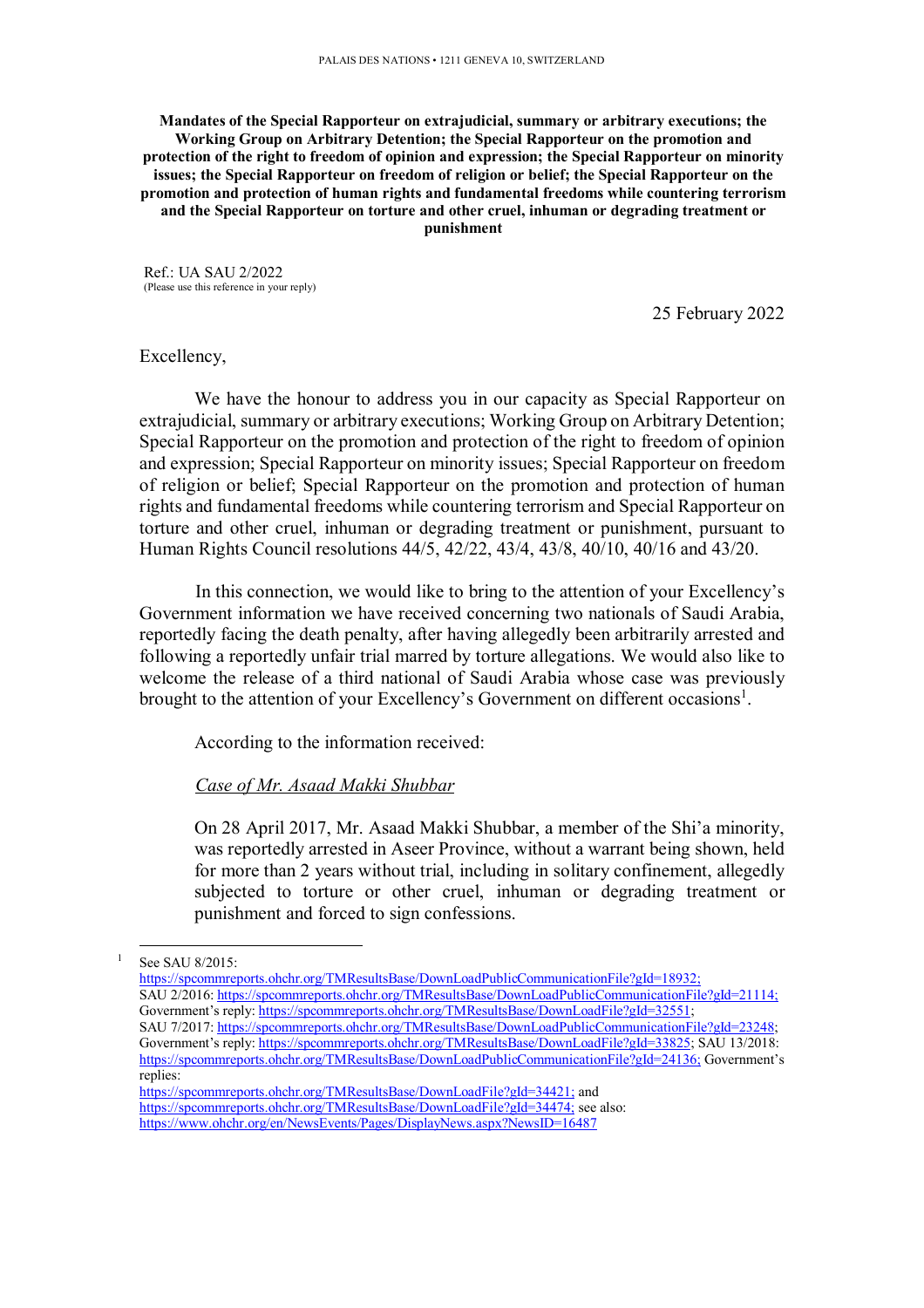**Mandates of the Special Rapporteur on extrajudicial, summary or arbitrary executions; the Working Group on Arbitrary Detention; the Special Rapporteur on the promotion and protection of the right to freedom of opinion and expression; the Special Rapporteur on minority issues; the Special Rapporteur on freedom of religion or belief; the Special Rapporteur on the promotion and protection of human rights and fundamental freedoms while countering terrorism and the Special Rapporteur on torture and other cruel, inhuman or degrading treatment or punishment**

Ref.: UA SAU 2/2022
(Please use this reference in your reply)

25 February 2022

Excellency,

We have the honour to address you in our capacity as Special Rapporteur on extrajudicial, summary or arbitrary executions; Working Group on Arbitrary Detention; Special Rapporteur on the promotion and protection of the right to freedom of opinion and expression; Special Rapporteur on minority issues; Special Rapporteur on freedom of religion or belief; Special Rapporteur on the promotion and protection of human rights and fundamental freedoms while countering terrorism and Special Rapporteur on torture and other cruel, inhuman or degrading treatment or punishment, pursuant to Human Rights Council resolutions 44/5, 42/22, 43/4, 43/8, 40/10, 40/16 and 43/20.

In this connection, we would like to bring to the attention of your Excellency's Government information we have received concerning two nationals of Saudi Arabia, reportedly facing the death penalty, after having allegedly been arbitrarily arrested and following a reportedly unfair trial marred by torture allegations. We would also like to welcome the release of a third national of Saudi Arabia whose case was previously brought to the attention of your Excellency's Government on different occasions[1].

According to the information received:

*Case of Mr. Asaad Makki Shubbar*

On 28 April 2017, Mr. Asaad Makki Shubbar, a member of the Shi'a minority, was reportedly arrested in Aseer Province, without a warrant being shown, held for more than 2 years without trial, including in solitary confinement, allegedly subjected to torture or other cruel, inhuman or degrading treatment or punishment and forced to sign confessions.

---

[1] See SAU 8/2015: https://spcommreports.ohchr.org/TMResultsBase/DownLoadPublicCommunicationFile?gId=18932; SAU 2/2016: https://spcommreports.ohchr.org/TMResultsBase/DownLoadPublicCommunicationFile?gId=21114; Government's reply: https://spcommreports.ohchr.org/TMResultsBase/DownLoadFile?gId=32551; SAU 7/2017: https://spcommreports.ohchr.org/TMResultsBase/DownLoadPublicCommunicationFile?gId=23248; Government's reply: https://spcommreports.ohchr.org/TMResultsBase/DownLoadFile?gId=33825; SAU 13/2018: https://spcommreports.ohchr.org/TMResultsBase/DownLoadPublicCommunicationFile?gId=24136; Government's replies: https://spcommreports.ohchr.org/TMResultsBase/DownLoadFile?gId=34421; and https://spcommreports.ohchr.org/TMResultsBase/DownLoadFile?gId=34474; see also: https://www.ohchr.org/en/NewsEvents/Pages/DisplayNews.aspx?NewsID=16487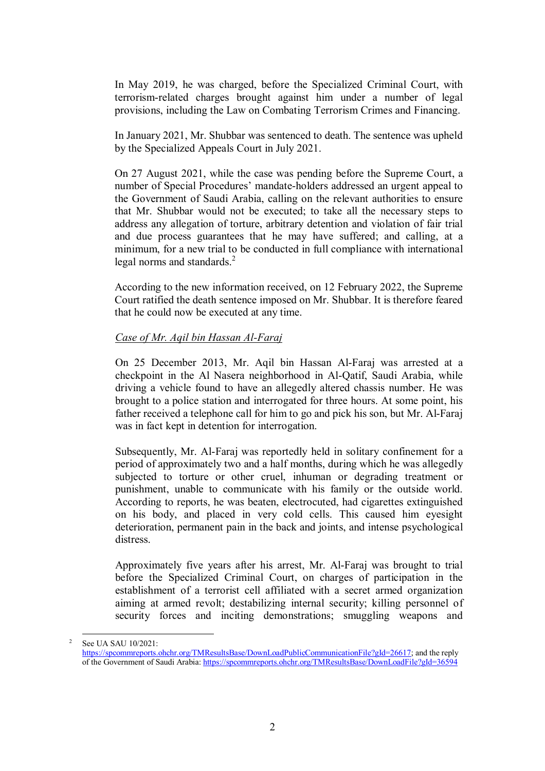In May 2019, he was charged, before the Specialized Criminal Court, with terrorism-related charges brought against him under a number of legal provisions, including the Law on Combating Terrorism Crimes and Financing.

In January 2021, Mr. Shubbar was sentenced to death. The sentence was upheld by the Specialized Appeals Court in July 2021.

On 27 August 2021, while the case was pending before the Supreme Court, a number of Special Procedures' mandate-holders addressed an urgent appeal to the Government of Saudi Arabia, calling on the relevant authorities to ensure that Mr. Shubbar would not be executed; to take all the necessary steps to address any allegation of torture, arbitrary detention and violation of fair trial and due process guarantees that he may have suffered; and calling, at a minimum, for a new trial to be conducted in full compliance with international legal norms and standards.[2]

According to the new information received, on 12 February 2022, the Supreme Court ratified the death sentence imposed on Mr. Shubbar. It is therefore feared that he could now be executed at any time.

*Case of Mr. Aqil bin Hassan Al-Faraj*

On 25 December 2013, Mr. Aqil bin Hassan Al-Faraj was arrested at a checkpoint in the Al Nasera neighborhood in Al-Qatif, Saudi Arabia, while driving a vehicle found to have an allegedly altered chassis number. He was brought to a police station and interrogated for three hours. At some point, his father received a telephone call for him to go and pick his son, but Mr. Al-Faraj was in fact kept in detention for interrogation.

Subsequently, Mr. Al-Faraj was reportedly held in solitary confinement for a period of approximately two and a half months, during which he was allegedly subjected to torture or other cruel, inhuman or degrading treatment or punishment, unable to communicate with his family or the outside world. According to reports, he was beaten, electrocuted, had cigarettes extinguished on his body, and placed in very cold cells. This caused him eyesight deterioration, permanent pain in the back and joints, and intense psychological distress.

Approximately five years after his arrest, Mr. Al-Faraj was brought to trial before the Specialized Criminal Court, on charges of participation in the establishment of a terrorist cell affiliated with a secret armed organization aiming at armed revolt; destabilizing internal security; killing personnel of security forces and inciting demonstrations; smuggling weapons and

[2] See UA SAU 10/2021: https://spcommreports.ohchr.org/TMResultsBase/DownLoadPublicCommunicationFile?gId=26617; and the reply of the Government of Saudi Arabia: https://spcommreports.ohchr.org/TMResultsBase/DownLoadFile?gId=36594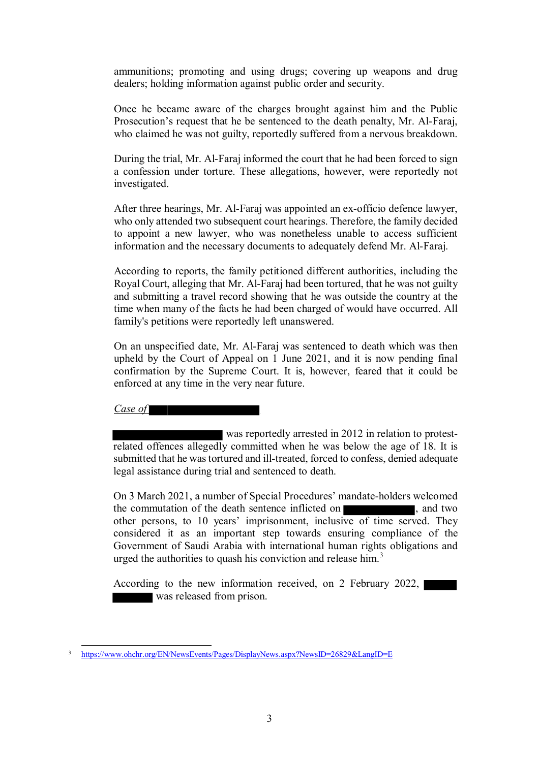ammunitions; promoting and using drugs; covering up weapons and drug dealers; holding information against public order and security.

Once he became aware of the charges brought against him and the Public Prosecution's request that he be sentenced to the death penalty, Mr. Al-Faraj, who claimed he was not guilty, reportedly suffered from a nervous breakdown.

During the trial, Mr. Al-Faraj informed the court that he had been forced to sign a confession under torture. These allegations, however, were reportedly not investigated.

After three hearings, Mr. Al-Faraj was appointed an ex-officio defence lawyer, who only attended two subsequent court hearings. Therefore, the family decided to appoint a new lawyer, who was nonetheless unable to access sufficient information and the necessary documents to adequately defend Mr. Al-Faraj.

According to reports, the family petitioned different authorities, including the Royal Court, alleging that Mr. Al-Faraj had been tortured, that he was not guilty and submitting a travel record showing that he was outside the country at the time when many of the facts he had been charged of would have occurred. All family's petitions were reportedly left unanswered.

On an unspecified date, Mr. Al-Faraj was sentenced to death which was then upheld by the Court of Appeal on 1 June 2021, and it is now pending final confirmation by the Supreme Court. It is, however, feared that it could be enforced at any time in the very near future.

*Case of ██████████*

██████████ was reportedly arrested in 2012 in relation to protest-related offences allegedly committed when he was below the age of 18. It is submitted that he was tortured and ill-treated, forced to confess, denied adequate legal assistance during trial and sentenced to death.

On 3 March 2021, a number of Special Procedures' mandate-holders welcomed the commutation of the death sentence inflicted on ██████████, and two other persons, to 10 years' imprisonment, inclusive of time served. They considered it as an important step towards ensuring compliance of the Government of Saudi Arabia with international human rights obligations and urged the authorities to quash his conviction and release him.[3]

According to the new information received, on 2 February 2022, ██████████ was released from prison.

[3] https://www.ohchr.org/EN/NewsEvents/Pages/DisplayNews.aspx?NewsID=26829&LangID=E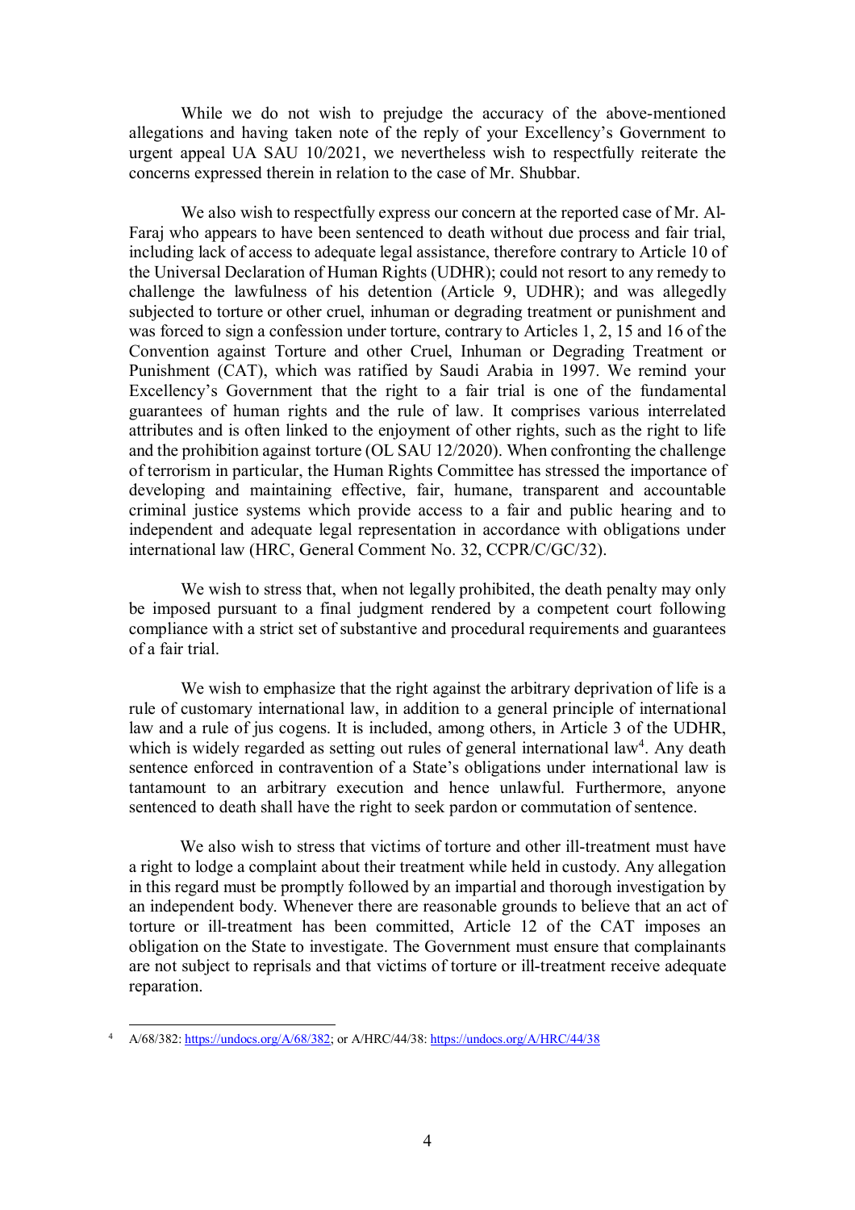While we do not wish to prejudge the accuracy of the above-mentioned allegations and having taken note of the reply of your Excellency's Government to urgent appeal UA SAU 10/2021, we nevertheless wish to respectfully reiterate the concerns expressed therein in relation to the case of Mr. Shubbar.

We also wish to respectfully express our concern at the reported case of Mr. Al-Faraj who appears to have been sentenced to death without due process and fair trial, including lack of access to adequate legal assistance, therefore contrary to Article 10 of the Universal Declaration of Human Rights (UDHR); could not resort to any remedy to challenge the lawfulness of his detention (Article 9, UDHR); and was allegedly subjected to torture or other cruel, inhuman or degrading treatment or punishment and was forced to sign a confession under torture, contrary to Articles 1, 2, 15 and 16 of the Convention against Torture and other Cruel, Inhuman or Degrading Treatment or Punishment (CAT), which was ratified by Saudi Arabia in 1997. We remind your Excellency's Government that the right to a fair trial is one of the fundamental guarantees of human rights and the rule of law. It comprises various interrelated attributes and is often linked to the enjoyment of other rights, such as the right to life and the prohibition against torture (OL SAU 12/2020). When confronting the challenge of terrorism in particular, the Human Rights Committee has stressed the importance of developing and maintaining effective, fair, humane, transparent and accountable criminal justice systems which provide access to a fair and public hearing and to independent and adequate legal representation in accordance with obligations under international law (HRC, General Comment No. 32, CCPR/C/GC/32).

We wish to stress that, when not legally prohibited, the death penalty may only be imposed pursuant to a final judgment rendered by a competent court following compliance with a strict set of substantive and procedural requirements and guarantees of a fair trial.

We wish to emphasize that the right against the arbitrary deprivation of life is a rule of customary international law, in addition to a general principle of international law and a rule of jus cogens. It is included, among others, in Article 3 of the UDHR, which is widely regarded as setting out rules of general international law[4]. Any death sentence enforced in contravention of a State's obligations under international law is tantamount to an arbitrary execution and hence unlawful. Furthermore, anyone sentenced to death shall have the right to seek pardon or commutation of sentence.

We also wish to stress that victims of torture and other ill-treatment must have a right to lodge a complaint about their treatment while held in custody. Any allegation in this regard must be promptly followed by an impartial and thorough investigation by an independent body. Whenever there are reasonable grounds to believe that an act of torture or ill-treatment has been committed, Article 12 of the CAT imposes an obligation on the State to investigate. The Government must ensure that complainants are not subject to reprisals and that victims of torture or ill-treatment receive adequate reparation.

---

[4] A/68/382: https://undocs.org/A/68/382; or A/HRC/44/38: https://undocs.org/A/HRC/44/38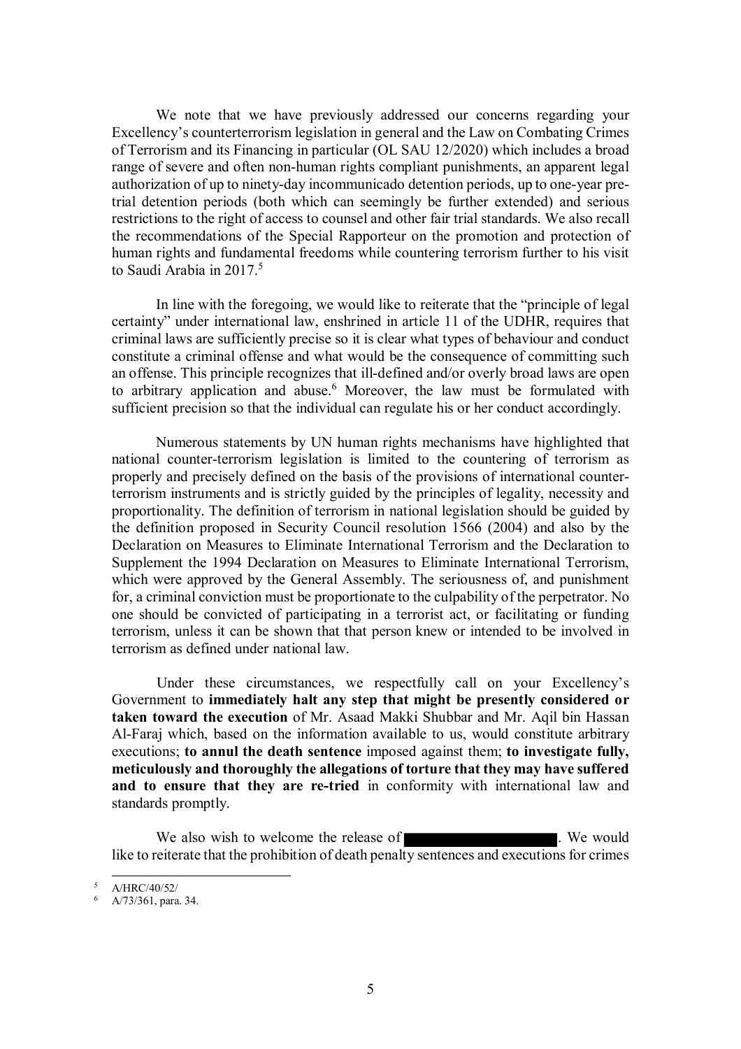We note that we have previously addressed our concerns regarding your Excellency's counterterrorism legislation in general and the Law on Combating Crimes of Terrorism and its Financing in particular (OL SAU 12/2020) which includes a broad range of severe and often non-human rights compliant punishments, an apparent legal authorization of up to ninety-day incommunicado detention periods, up to one-year pre-trial detention periods (both which can seemingly be further extended) and serious restrictions to the right of access to counsel and other fair trial standards. We also recall the recommendations of the Special Rapporteur on the promotion and protection of human rights and fundamental freedoms while countering terrorism further to his visit to Saudi Arabia in 2017.[5]

In line with the foregoing, we would like to reiterate that the "principle of legal certainty" under international law, enshrined in article 11 of the UDHR, requires that criminal laws are sufficiently precise so it is clear what types of behaviour and conduct constitute a criminal offense and what would be the consequence of committing such an offense. This principle recognizes that ill-defined and/or overly broad laws are open to arbitrary application and abuse.[6] Moreover, the law must be formulated with sufficient precision so that the individual can regulate his or her conduct accordingly.

Numerous statements by UN human rights mechanisms have highlighted that national counter-terrorism legislation is limited to the countering of terrorism as properly and precisely defined on the basis of the provisions of international counter-terrorism instruments and is strictly guided by the principles of legality, necessity and proportionality. The definition of terrorism in national legislation should be guided by the definition proposed in Security Council resolution 1566 (2004) and also by the Declaration on Measures to Eliminate International Terrorism and the Declaration to Supplement the 1994 Declaration on Measures to Eliminate International Terrorism, which were approved by the General Assembly. The seriousness of, and punishment for, a criminal conviction must be proportionate to the culpability of the perpetrator. No one should be convicted of participating in a terrorist act, or facilitating or funding terrorism, unless it can be shown that that person knew or intended to be involved in terrorism as defined under national law.

Under these circumstances, we respectfully call on your Excellency's Government to **immediately halt any step that might be presently considered or taken toward the execution** of Mr. Asaad Makki Shubbar and Mr. Aqil bin Hassan Al-Faraj which, based on the information available to us, would constitute arbitrary executions; **to annul the death sentence** imposed against them; **to investigate fully, meticulously and thoroughly the allegations of torture that they may have suffered and to ensure that they are re-tried** in conformity with international law and standards promptly.

We also wish to welcome the release of [REDACTED]. We would like to reiterate that the prohibition of death penalty sentences and executions for crimes

[5] A/HRC/40/52/

[6] A/73/361, para. 34.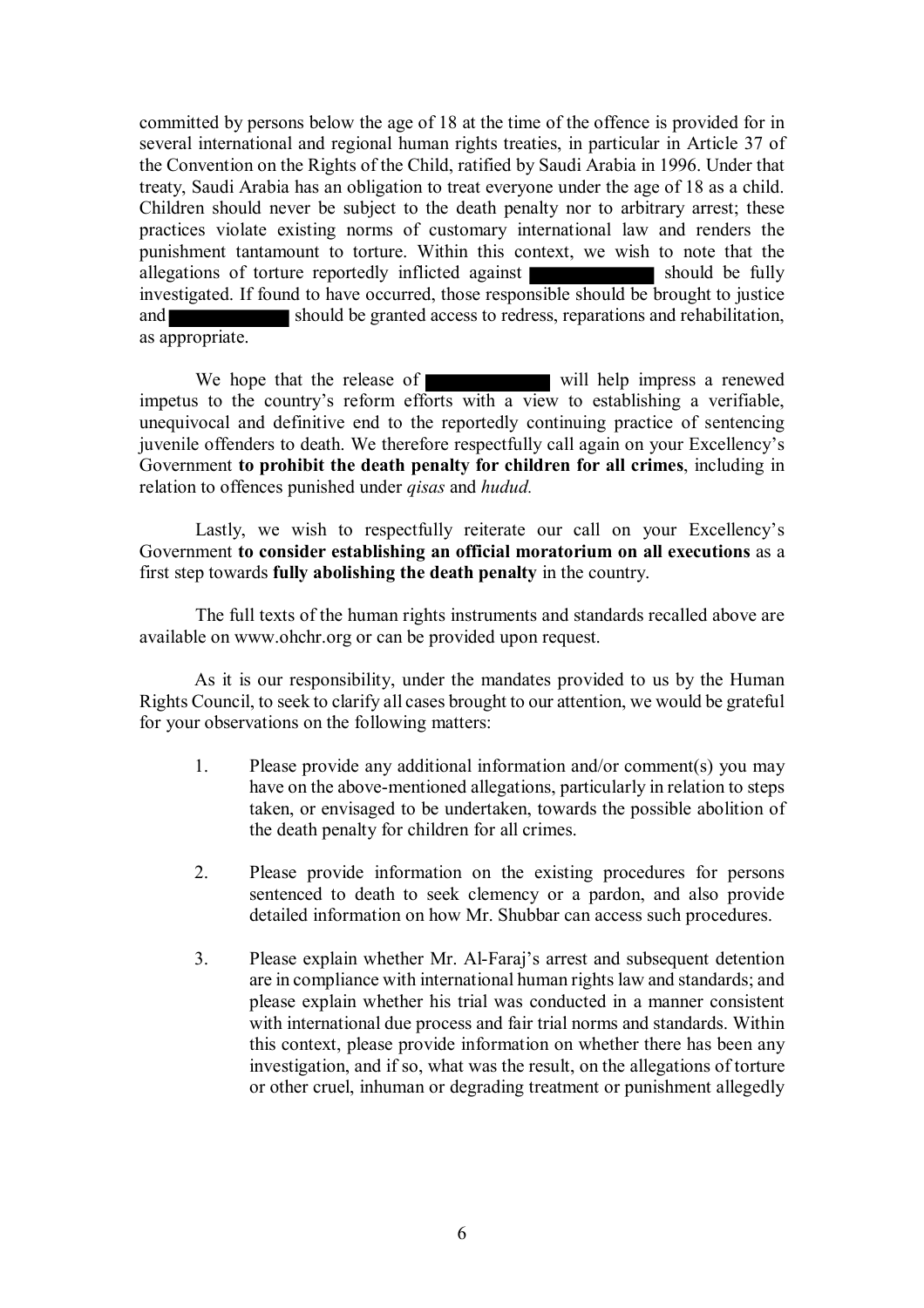committed by persons below the age of 18 at the time of the offence is provided for in several international and regional human rights treaties, in particular in Article 37 of the Convention on the Rights of the Child, ratified by Saudi Arabia in 1996. Under that treaty, Saudi Arabia has an obligation to treat everyone under the age of 18 as a child. Children should never be subject to the death penalty nor to arbitrary arrest; these practices violate existing norms of customary international law and renders the punishment tantamount to torture. Within this context, we wish to note that the allegations of torture reportedly inflicted against ██████████ should be fully investigated. If found to have occurred, those responsible should be brought to justice and ██████████ should be granted access to redress, reparations and rehabilitation, as appropriate.

We hope that the release of ██████████ will help impress a renewed impetus to the country's reform efforts with a view to establishing a verifiable, unequivocal and definitive end to the reportedly continuing practice of sentencing juvenile offenders to death. We therefore respectfully call again on your Excellency's Government **to prohibit the death penalty for children for all crimes**, including in relation to offences punished under *qisas* and *hudud.*

Lastly, we wish to respectfully reiterate our call on your Excellency's Government **to consider establishing an official moratorium on all executions** as a first step towards **fully abolishing the death penalty** in the country.

The full texts of the human rights instruments and standards recalled above are available on www.ohchr.org or can be provided upon request.

As it is our responsibility, under the mandates provided to us by the Human Rights Council, to seek to clarify all cases brought to our attention, we would be grateful for your observations on the following matters:

1. Please provide any additional information and/or comment(s) you may have on the above-mentioned allegations, particularly in relation to steps taken, or envisaged to be undertaken, towards the possible abolition of the death penalty for children for all crimes.

2. Please provide information on the existing procedures for persons sentenced to death to seek clemency or a pardon, and also provide detailed information on how Mr. Shubbar can access such procedures.

3. Please explain whether Mr. Al-Faraj's arrest and subsequent detention are in compliance with international human rights law and standards; and please explain whether his trial was conducted in a manner consistent with international due process and fair trial norms and standards. Within this context, please provide information on whether there has been any investigation, and if so, what was the result, on the allegations of torture or other cruel, inhuman or degrading treatment or punishment allegedly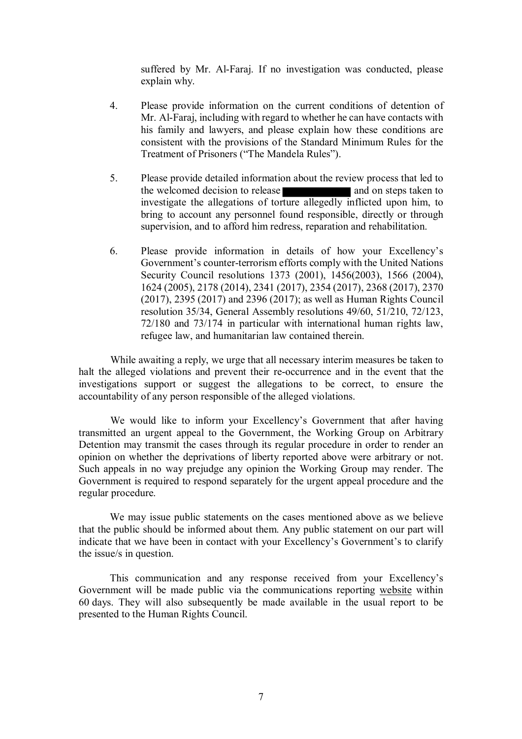suffered by Mr. Al-Faraj. If no investigation was conducted, please explain why.

4. Please provide information on the current conditions of detention of Mr. Al-Faraj, including with regard to whether he can have contacts with his family and lawyers, and please explain how these conditions are consistent with the provisions of the Standard Minimum Rules for the Treatment of Prisoners ("The Mandela Rules").

5. Please provide detailed information about the review process that led to the welcomed decision to release ██████████ and on steps taken to investigate the allegations of torture allegedly inflicted upon him, to bring to account any personnel found responsible, directly or through supervision, and to afford him redress, reparation and rehabilitation.

6. Please provide information in details of how your Excellency's Government's counter-terrorism efforts comply with the United Nations Security Council resolutions 1373 (2001), 1456(2003), 1566 (2004), 1624 (2005), 2178 (2014), 2341 (2017), 2354 (2017), 2368 (2017), 2370 (2017), 2395 (2017) and 2396 (2017); as well as Human Rights Council resolution 35/34, General Assembly resolutions 49/60, 51/210, 72/123, 72/180 and 73/174 in particular with international human rights law, refugee law, and humanitarian law contained therein.

While awaiting a reply, we urge that all necessary interim measures be taken to halt the alleged violations and prevent their re-occurrence and in the event that the investigations support or suggest the allegations to be correct, to ensure the accountability of any person responsible of the alleged violations.

We would like to inform your Excellency's Government that after having transmitted an urgent appeal to the Government, the Working Group on Arbitrary Detention may transmit the cases through its regular procedure in order to render an opinion on whether the deprivations of liberty reported above were arbitrary or not. Such appeals in no way prejudge any opinion the Working Group may render. The Government is required to respond separately for the urgent appeal procedure and the regular procedure.

We may issue public statements on the cases mentioned above as we believe that the public should be informed about them. Any public statement on our part will indicate that we have been in contact with your Excellency's Government's to clarify the issue/s in question.

This communication and any response received from your Excellency's Government will be made public via the communications reporting website within 60 days. They will also subsequently be made available in the usual report to be presented to the Human Rights Council.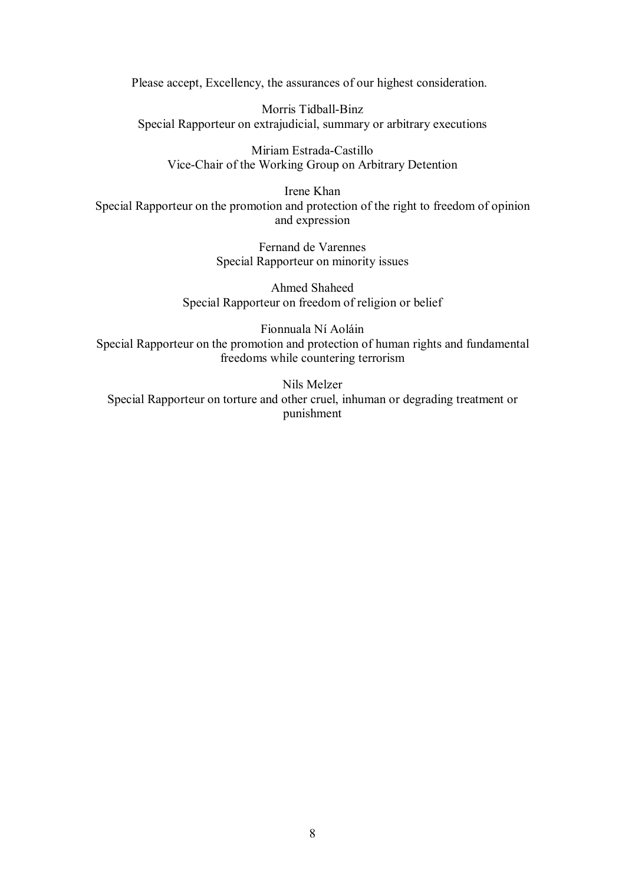Please accept, Excellency, the assurances of our highest consideration.

Morris Tidball-Binz
Special Rapporteur on extrajudicial, summary or arbitrary executions

Miriam Estrada-Castillo
Vice-Chair of the Working Group on Arbitrary Detention

Irene Khan
Special Rapporteur on the promotion and protection of the right to freedom of opinion and expression

Fernand de Varennes
Special Rapporteur on minority issues

Ahmed Shaheed
Special Rapporteur on freedom of religion or belief

Fionnuala Ní Aoláin
Special Rapporteur on the promotion and protection of human rights and fundamental freedoms while countering terrorism

Nils Melzer
Special Rapporteur on torture and other cruel, inhuman or degrading treatment or punishment